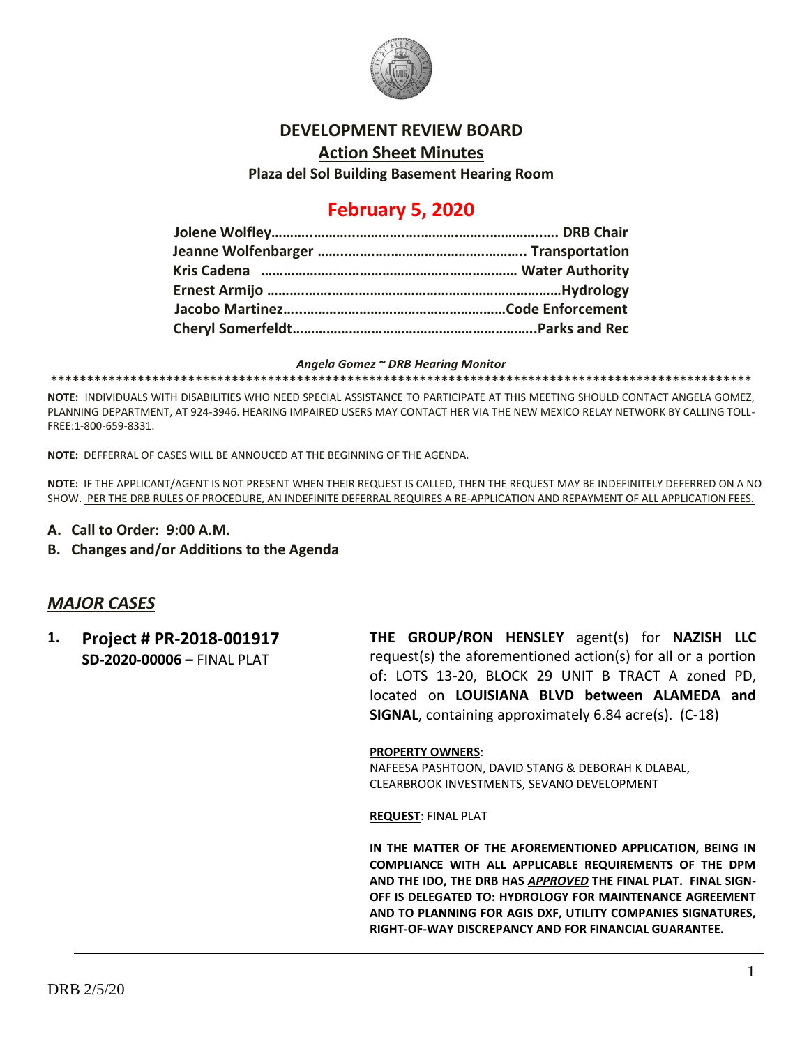# DEVELOPMENT REVIEW BOARD

## Action Sheet Minutes

**Plaza del Sol Building Basement Hearing Room**

# February 5, 2020

**Jolene Wolfley……………………………………………………………… DRB Chair**
**Jeanne Wolfenbarger ……………………………………………. Transportation**
**Kris Cadena ………………………………………………………… Water Authority**
**Ernest Armijo ……………………………………………………………Hydrology**
**Jacobo Martinez………………………………………………Code Enforcement**
**Cheryl Somerfeldt……………………………………………………..Parks and Rec**

***Angela Gomez ~ DRB Hearing Monitor***

**************************************************************************************************

**NOTE:** INDIVIDUALS WITH DISABILITIES WHO NEED SPECIAL ASSISTANCE TO PARTICIPATE AT THIS MEETING SHOULD CONTACT ANGELA GOMEZ, PLANNING DEPARTMENT, AT 924-3946. HEARING IMPAIRED USERS MAY CONTACT HER VIA THE NEW MEXICO RELAY NETWORK BY CALLING TOLL-FREE:1-800-659-8331.

**NOTE:** DEFFERRAL OF CASES WILL BE ANNOUCED AT THE BEGINNING OF THE AGENDA.

**NOTE:** IF THE APPLICANT/AGENT IS NOT PRESENT WHEN THEIR REQUEST IS CALLED, THEN THE REQUEST MAY BE INDEFINITELY DEFERRED ON A NO SHOW. PER THE DRB RULES OF PROCEDURE, AN INDEFINITE DEFERRAL REQUIRES A RE-APPLICATION AND REPAYMENT OF ALL APPLICATION FEES.

**A. Call to Order: 9:00 A.M.**

**B. Changes and/or Additions to the Agenda**

## *MAJOR CASES*

**1. Project # PR-2018-001917**
**SD-2020-00006 –** FINAL PLAT

**THE GROUP/RON HENSLEY** agent(s) for **NAZISH LLC** request(s) the aforementioned action(s) for all or a portion of: LOTS 13-20, BLOCK 29 UNIT B TRACT A zoned PD, located on **LOUISIANA BLVD between ALAMEDA and SIGNAL**, containing approximately 6.84 acre(s). (C-18)

**PROPERTY OWNERS**:
NAFEESA PASHTOON, DAVID STANG & DEBORAH K DLABAL, CLEARBROOK INVESTMENTS, SEVANO DEVELOPMENT

**REQUEST**: FINAL PLAT

**IN THE MATTER OF THE AFOREMENTIONED APPLICATION, BEING IN COMPLIANCE WITH ALL APPLICABLE REQUIREMENTS OF THE DPM AND THE IDO, THE DRB HAS *APPROVED* THE FINAL PLAT. FINAL SIGN-OFF IS DELEGATED TO: HYDROLOGY FOR MAINTENANCE AGREEMENT AND TO PLANNING FOR AGIS DXF, UTILITY COMPANIES SIGNATURES, RIGHT-OF-WAY DISCREPANCY AND FOR FINANCIAL GUARANTEE.**

DRB 2/5/20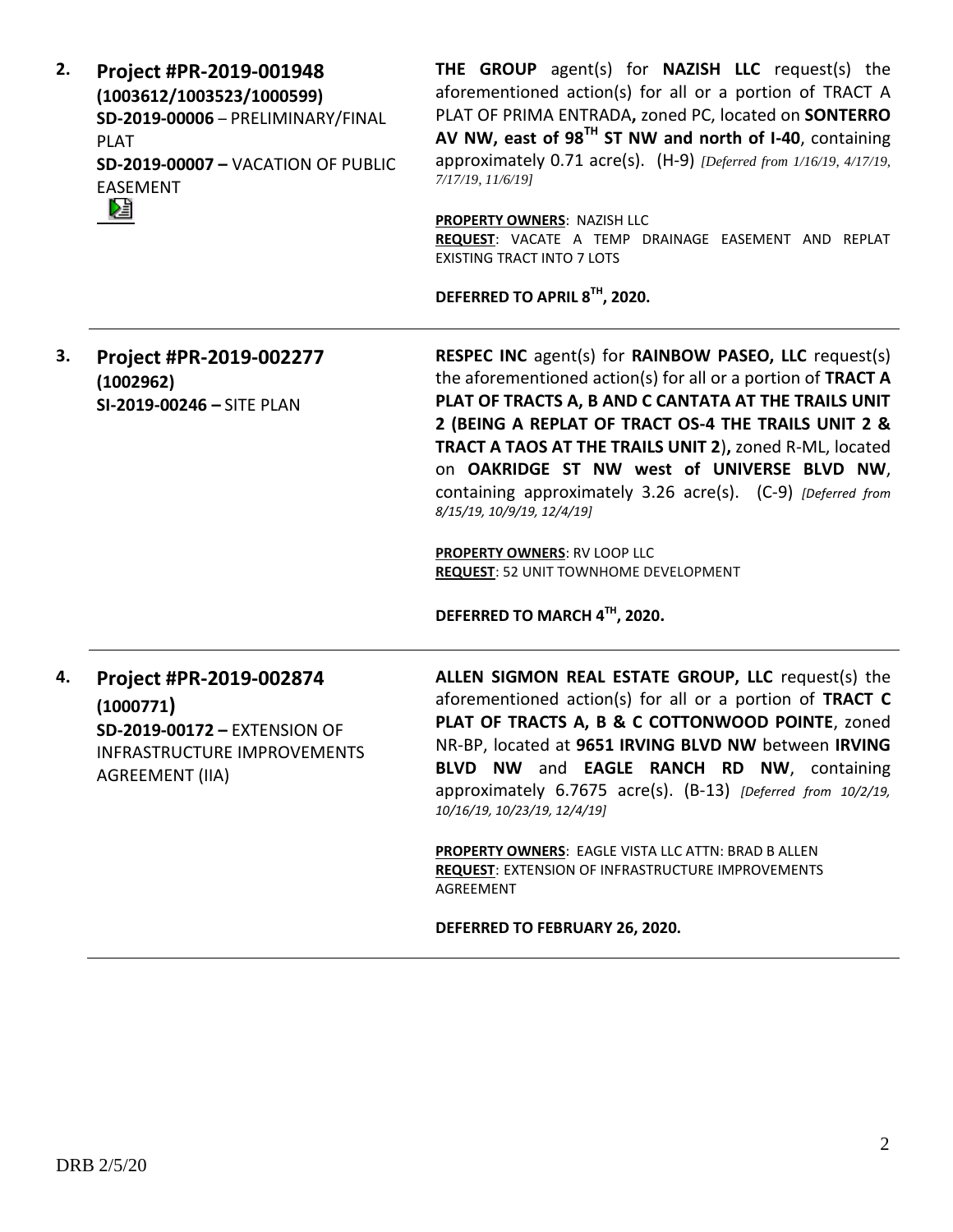**2. Project #PR-2019-001948**
**(1003612/1003523/1000599)**
**SD-2019-00006** – PRELIMINARY/FINAL PLAT
**SD-2019-00007 –** VACATION OF PUBLIC EASEMENT

**THE GROUP** agent(s) for **NAZISH LLC** request(s) the aforementioned action(s) for all or a portion of TRACT A PLAT OF PRIMA ENTRADA**,** zoned PC, located on **SONTERRO AV NW, east of 98TH ST NW and north of I-40**, containing approximately 0.71 acre(s). (H-9) *[Deferred from 1/16/19, 4/17/19, 7/17/19, 11/6/19]*

**PROPERTY OWNERS**: NAZISH LLC
**REQUEST**: VACATE A TEMP DRAINAGE EASEMENT AND REPLAT EXISTING TRACT INTO 7 LOTS

**DEFERRED TO APRIL 8TH, 2020.**

---

**3. Project #PR-2019-002277**
**(1002962)**
**SI-2019-00246 –** SITE PLAN

**RESPEC INC** agent(s) for **RAINBOW PASEO, LLC** request(s) the aforementioned action(s) for all or a portion of **TRACT A PLAT OF TRACTS A, B AND C CANTATA AT THE TRAILS UNIT 2 (BEING A REPLAT OF TRACT OS-4 THE TRAILS UNIT 2 & TRACT A TAOS AT THE TRAILS UNIT 2**)**,** zoned R-ML, located on **OAKRIDGE ST NW west of UNIVERSE BLVD NW**, containing approximately 3.26 acre(s). (C-9) *[Deferred from 8/15/19, 10/9/19, 12/4/19]*

**PROPERTY OWNERS**: RV LOOP LLC
**REQUEST**: 52 UNIT TOWNHOME DEVELOPMENT

**DEFERRED TO MARCH 4TH, 2020.**

---

**4. Project #PR-2019-002874**
**(1000771)**
**SD-2019-00172 –** EXTENSION OF INFRASTRUCTURE IMPROVEMENTS AGREEMENT (IIA)

**ALLEN SIGMON REAL ESTATE GROUP, LLC** request(s) the aforementioned action(s) for all or a portion of **TRACT C PLAT OF TRACTS A, B & C COTTONWOOD POINTE**, zoned NR-BP, located at **9651 IRVING BLVD NW** between **IRVING BLVD NW** and **EAGLE RANCH RD NW**, containing approximately 6.7675 acre(s). (B-13) *[Deferred from 10/2/19, 10/16/19, 10/23/19, 12/4/19]*

**PROPERTY OWNERS**: EAGLE VISTA LLC ATTN: BRAD B ALLEN
**REQUEST**: EXTENSION OF INFRASTRUCTURE IMPROVEMENTS AGREEMENT

**DEFERRED TO FEBRUARY 26, 2020.**

---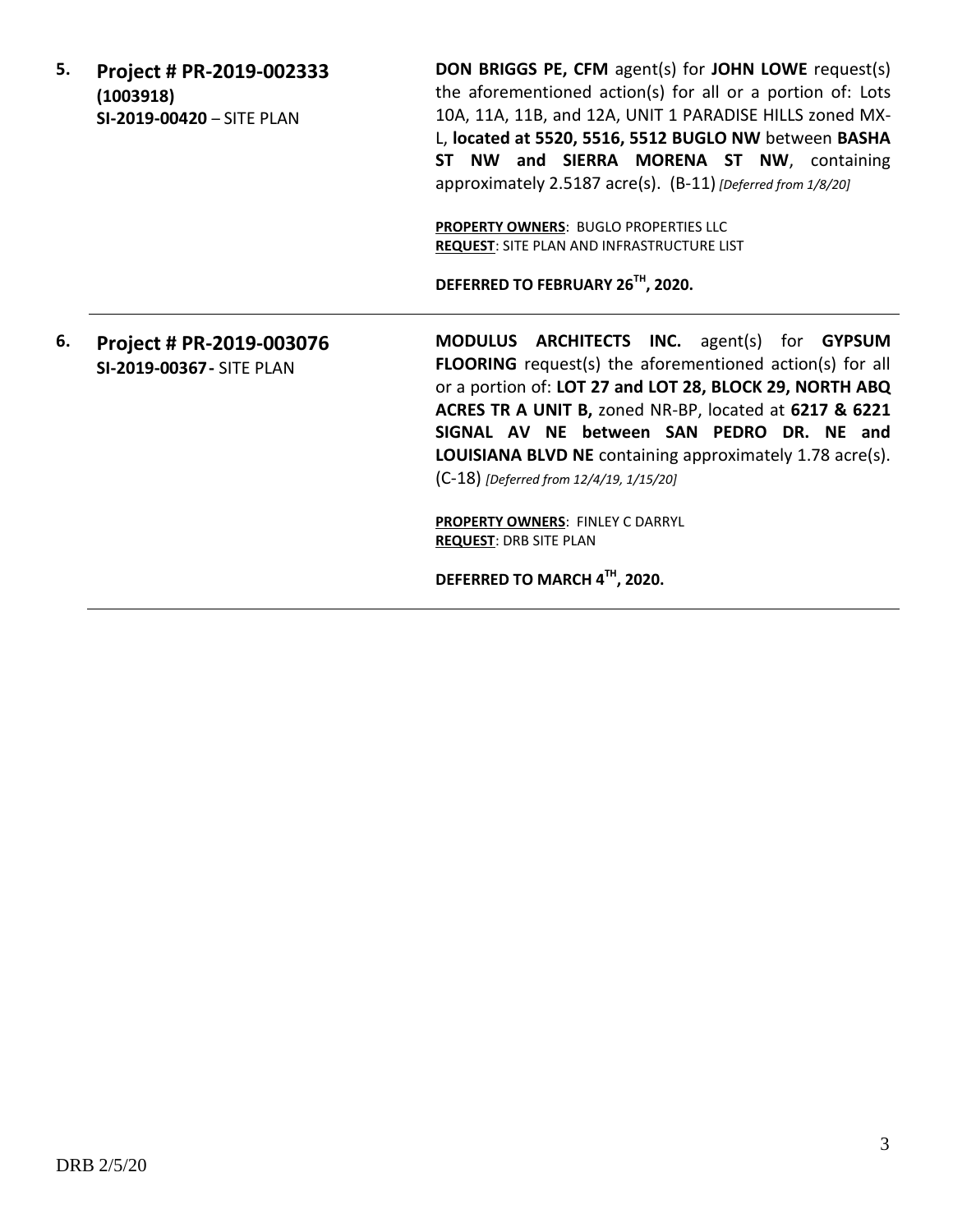**5.** **Project # PR-2019-002333 (1003918)**
**SI-2019-00420** – SITE PLAN

**DON BRIGGS PE, CFM** agent(s) for **JOHN LOWE** request(s) the aforementioned action(s) for all or a portion of: Lots 10A, 11A, 11B, and 12A, UNIT 1 PARADISE HILLS zoned MX-L, **located at 5520, 5516, 5512 BUGLO NW** between **BASHA ST NW and SIERRA MORENA ST NW**, containing approximately 2.5187 acre(s). (B-11) *[Deferred from 1/8/20]*

**PROPERTY OWNERS**: BUGLO PROPERTIES LLC
**REQUEST**: SITE PLAN AND INFRASTRUCTURE LIST

**DEFERRED TO FEBRUARY 26TH, 2020.**

---

**6.** **Project # PR-2019-003076**
**SI-2019-00367** - SITE PLAN

**MODULUS ARCHITECTS INC.** agent(s) for **GYPSUM FLOORING** request(s) the aforementioned action(s) for all or a portion of: **LOT 27 and LOT 28, BLOCK 29, NORTH ABQ ACRES TR A UNIT B,** zoned NR-BP, located at **6217 & 6221 SIGNAL AV NE between SAN PEDRO DR. NE and LOUISIANA BLVD NE** containing approximately 1.78 acre(s). (C-18) *[Deferred from 12/4/19, 1/15/20]*

**PROPERTY OWNERS**: FINLEY C DARRYL
**REQUEST**: DRB SITE PLAN

**DEFERRED TO MARCH 4TH, 2020.**

---

DRB 2/5/20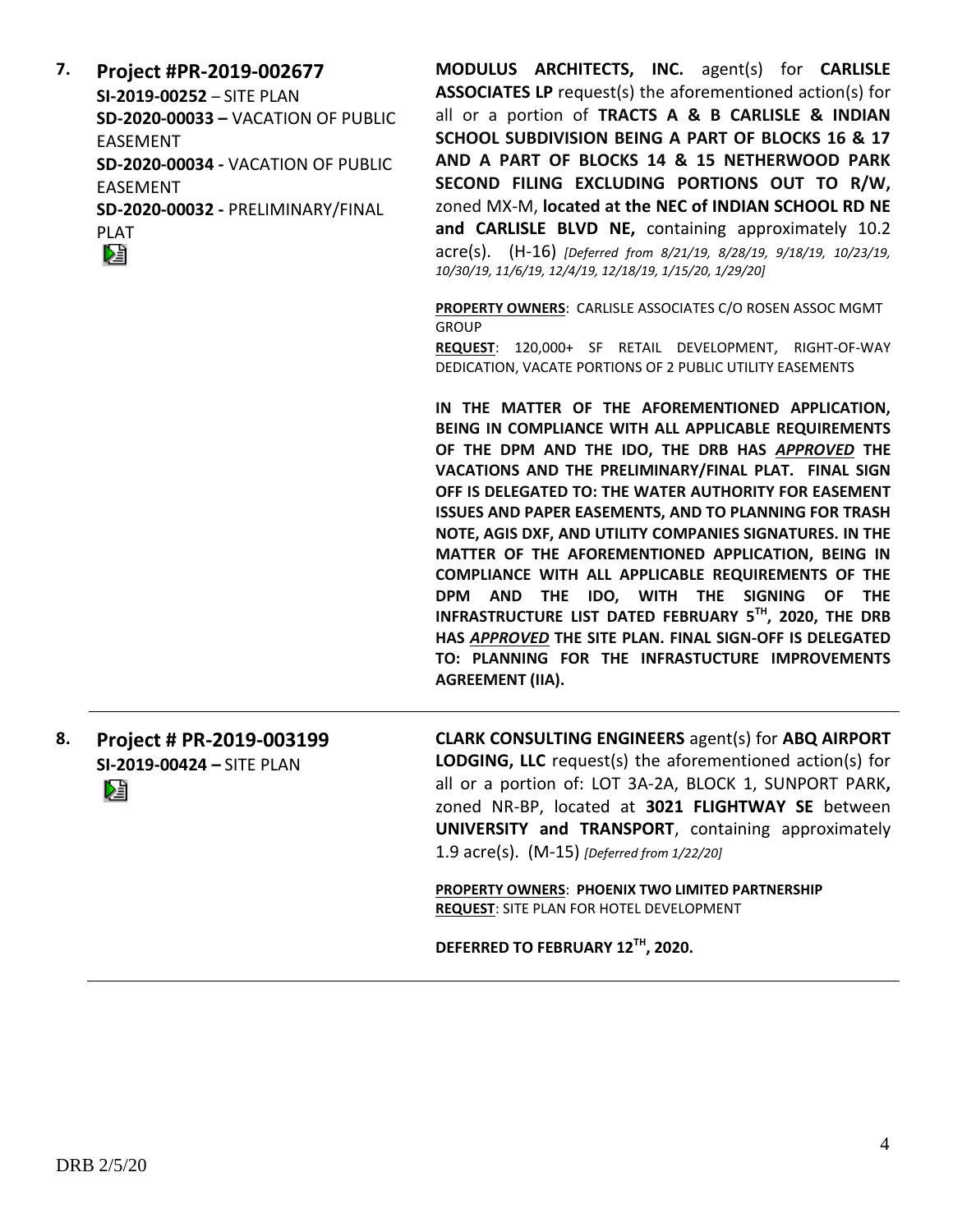**7. Project #PR-2019-002677**
**SI-2019-00252** – SITE PLAN
**SD-2020-00033 –** VACATION OF PUBLIC EASEMENT
**SD-2020-00034 -** VACATION OF PUBLIC EASEMENT
**SD-2020-00032 -** PRELIMINARY/FINAL PLAT

**MODULUS ARCHITECTS, INC.** agent(s) for **CARLISLE ASSOCIATES LP** request(s) the aforementioned action(s) for all or a portion of **TRACTS A & B CARLISLE & INDIAN SCHOOL SUBDIVISION BEING A PART OF BLOCKS 16 & 17 AND A PART OF BLOCKS 14 & 15 NETHERWOOD PARK SECOND FILING EXCLUDING PORTIONS OUT TO R/W,** zoned MX-M, **located at the NEC of INDIAN SCHOOL RD NE and CARLISLE BLVD NE,** containing approximately 10.2 acre(s). (H-16) *[Deferred from 8/21/19, 8/28/19, 9/18/19, 10/23/19, 10/30/19, 11/6/19, 12/4/19, 12/18/19, 1/15/20, 1/29/20]*

**PROPERTY OWNERS**: CARLISLE ASSOCIATES C/O ROSEN ASSOC MGMT GROUP
**REQUEST**: 120,000+ SF RETAIL DEVELOPMENT, RIGHT-OF-WAY DEDICATION, VACATE PORTIONS OF 2 PUBLIC UTILITY EASEMENTS

**IN THE MATTER OF THE AFOREMENTIONED APPLICATION, BEING IN COMPLIANCE WITH ALL APPLICABLE REQUIREMENTS OF THE DPM AND THE IDO, THE DRB HAS *APPROVED* THE VACATIONS AND THE PRELIMINARY/FINAL PLAT. FINAL SIGN OFF IS DELEGATED TO: THE WATER AUTHORITY FOR EASEMENT ISSUES AND PAPER EASEMENTS, AND TO PLANNING FOR TRASH NOTE, AGIS DXF, AND UTILITY COMPANIES SIGNATURES. IN THE MATTER OF THE AFOREMENTIONED APPLICATION, BEING IN COMPLIANCE WITH ALL APPLICABLE REQUIREMENTS OF THE DPM AND THE IDO, WITH THE SIGNING OF THE INFRASTRUCTURE LIST DATED FEBRUARY 5TH, 2020, THE DRB HAS *APPROVED* THE SITE PLAN. FINAL SIGN-OFF IS DELEGATED TO: PLANNING FOR THE INFRASTUCTURE IMPROVEMENTS AGREEMENT (IIA).**

---

**8. Project # PR-2019-003199**
**SI-2019-00424 –** SITE PLAN

**CLARK CONSULTING ENGINEERS** agent(s) for **ABQ AIRPORT LODGING, LLC** request(s) the aforementioned action(s) for all or a portion of: LOT 3A-2A, BLOCK 1, SUNPORT PARK**,** zoned NR-BP, located at **3021 FLIGHTWAY SE** between **UNIVERSITY and TRANSPORT**, containing approximately 1.9 acre(s). (M-15) *[Deferred from 1/22/20]*

**PROPERTY OWNERS**: **PHOENIX TWO LIMITED PARTNERSHIP**
**REQUEST**: SITE PLAN FOR HOTEL DEVELOPMENT

**DEFERRED TO FEBRUARY 12TH, 2020.**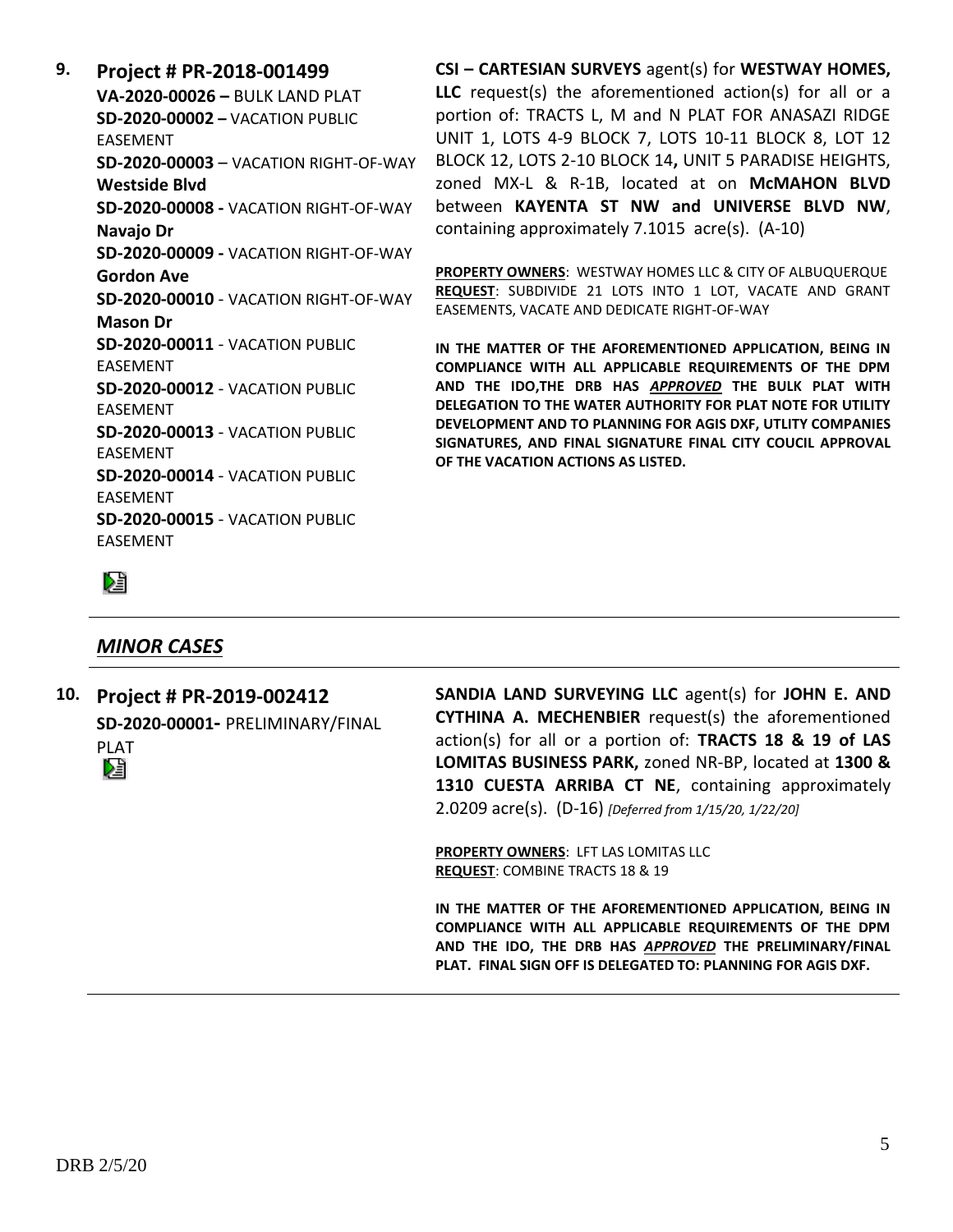**9. Project # PR-2018-001499**

**VA-2020-00026 –** BULK LAND PLAT
**SD-2020-00002 –** VACATION PUBLIC EASEMENT
**SD-2020-00003** – VACATION RIGHT-OF-WAY **Westside Blvd**
**SD-2020-00008 -** VACATION RIGHT-OF-WAY **Navajo Dr**
**SD-2020-00009 -** VACATION RIGHT-OF-WAY **Gordon Ave**
**SD-2020-00010** - VACATION RIGHT-OF-WAY **Mason Dr**
**SD-2020-00011** - VACATION PUBLIC EASEMENT
**SD-2020-00012** - VACATION PUBLIC EASEMENT
**SD-2020-00013** - VACATION PUBLIC EASEMENT
**SD-2020-00014** - VACATION PUBLIC EASEMENT
**SD-2020-00015** - VACATION PUBLIC EASEMENT

**CSI – CARTESIAN SURVEYS** agent(s) for **WESTWAY HOMES, LLC** request(s) the aforementioned action(s) for all or a portion of: TRACTS L, M and N PLAT FOR ANASAZI RIDGE UNIT 1, LOTS 4-9 BLOCK 7, LOTS 10-11 BLOCK 8, LOT 12 BLOCK 12, LOTS 2-10 BLOCK 14**,** UNIT 5 PARADISE HEIGHTS, zoned MX-L & R-1B, located at on **McMAHON BLVD** between **KAYENTA ST NW and UNIVERSE BLVD NW**, containing approximately 7.1015 acre(s). (A-10)

**PROPERTY OWNERS**: WESTWAY HOMES LLC & CITY OF ALBUQUERQUE
**REQUEST**: SUBDIVIDE 21 LOTS INTO 1 LOT, VACATE AND GRANT EASEMENTS, VACATE AND DEDICATE RIGHT-OF-WAY

**IN THE MATTER OF THE AFOREMENTIONED APPLICATION, BEING IN COMPLIANCE WITH ALL APPLICABLE REQUIREMENTS OF THE DPM AND THE IDO,THE DRB HAS *APPROVED* THE BULK PLAT WITH DELEGATION TO THE WATER AUTHORITY FOR PLAT NOTE FOR UTILITY DEVELOPMENT AND TO PLANNING FOR AGIS DXF, UTLITY COMPANIES SIGNATURES, AND FINAL SIGNATURE FINAL CITY COUCIL APPROVAL OF THE VACATION ACTIONS AS LISTED.**

---

## *MINOR CASES*

**10. Project # PR-2019-002412**

**SD-2020-00001-** PRELIMINARY/FINAL PLAT

**SANDIA LAND SURVEYING LLC** agent(s) for **JOHN E. AND CYTHINA A. MECHENBIER** request(s) the aforementioned action(s) for all or a portion of: **TRACTS 18 & 19 of LAS LOMITAS BUSINESS PARK,** zoned NR-BP, located at **1300 & 1310 CUESTA ARRIBA CT NE**, containing approximately 2.0209 acre(s). (D-16) *[Deferred from 1/15/20, 1/22/20]*

**PROPERTY OWNERS**: LFT LAS LOMITAS LLC
**REQUEST**: COMBINE TRACTS 18 & 19

**IN THE MATTER OF THE AFOREMENTIONED APPLICATION, BEING IN COMPLIANCE WITH ALL APPLICABLE REQUIREMENTS OF THE DPM AND THE IDO, THE DRB HAS *APPROVED* THE PRELIMINARY/FINAL PLAT. FINAL SIGN OFF IS DELEGATED TO: PLANNING FOR AGIS DXF.**

DRB 2/5/20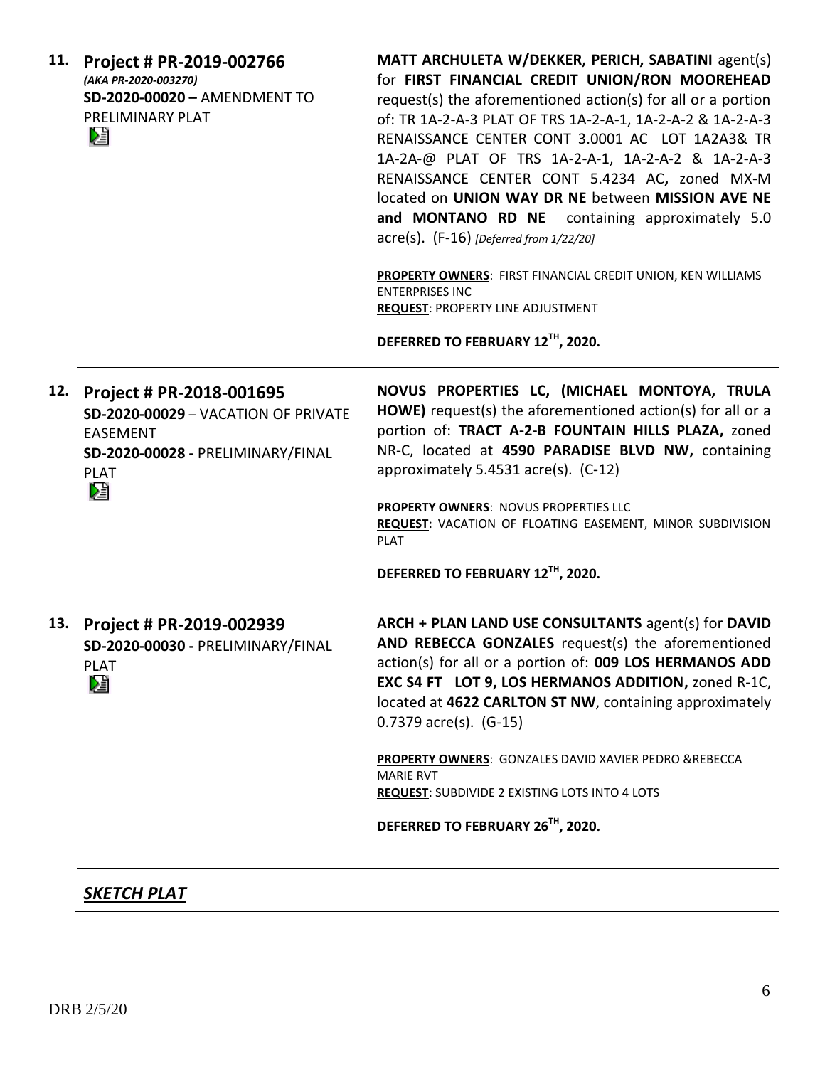11. **Project # PR-2019-002766**
*(AKA PR-2020-003270)*
**SD-2020-00020 –** AMENDMENT TO PRELIMINARY PLAT

**MATT ARCHULETA W/DEKKER, PERICH, SABATINI** agent(s) for **FIRST FINANCIAL CREDIT UNION/RON MOOREHEAD** request(s) the aforementioned action(s) for all or a portion of: TR 1A-2-A-3 PLAT OF TRS 1A-2-A-1, 1A-2-A-2 & 1A-2-A-3 RENAISSANCE CENTER CONT 3.0001 AC LOT 1A2A3& TR 1A-2A-@ PLAT OF TRS 1A-2-A-1, 1A-2-A-2 & 1A-2-A-3 RENAISSANCE CENTER CONT 5.4234 AC**,** zoned MX-M located on **UNION WAY DR NE** between **MISSION AVE NE and MONTANO RD NE** containing approximately 5.0 acre(s). (F-16) *[Deferred from 1/22/20]*

**PROPERTY OWNERS**: FIRST FINANCIAL CREDIT UNION, KEN WILLIAMS ENTERPRISES INC
**REQUEST**: PROPERTY LINE ADJUSTMENT

**DEFERRED TO FEBRUARY 12TH, 2020.**

---

12. **Project # PR-2018-001695**
**SD-2020-00029** – VACATION OF PRIVATE EASEMENT
**SD-2020-00028 -** PRELIMINARY/FINAL PLAT

**NOVUS PROPERTIES LC, (MICHAEL MONTOYA, TRULA HOWE)** request(s) the aforementioned action(s) for all or a portion of: **TRACT A-2-B FOUNTAIN HILLS PLAZA,** zoned NR-C, located at **4590 PARADISE BLVD NW,** containing approximately 5.4531 acre(s). (C-12)

**PROPERTY OWNERS**: NOVUS PROPERTIES LLC
**REQUEST**: VACATION OF FLOATING EASEMENT, MINOR SUBDIVISION PLAT

**DEFERRED TO FEBRUARY 12TH, 2020.**

---

13. **Project # PR-2019-002939**
**SD-2020-00030 -** PRELIMINARY/FINAL PLAT

**ARCH + PLAN LAND USE CONSULTANTS** agent(s) for **DAVID AND REBECCA GONZALES** request(s) the aforementioned action(s) for all or a portion of: **009 LOS HERMANOS ADD EXC S4 FT LOT 9, LOS HERMANOS ADDITION,** zoned R-1C, located at **4622 CARLTON ST NW**, containing approximately 0.7379 acre(s). (G-15)

**PROPERTY OWNERS**: GONZALES DAVID XAVIER PEDRO &REBECCA MARIE RVT
**REQUEST**: SUBDIVIDE 2 EXISTING LOTS INTO 4 LOTS

**DEFERRED TO FEBRUARY 26TH, 2020.**

---

## ***SKETCH PLAT***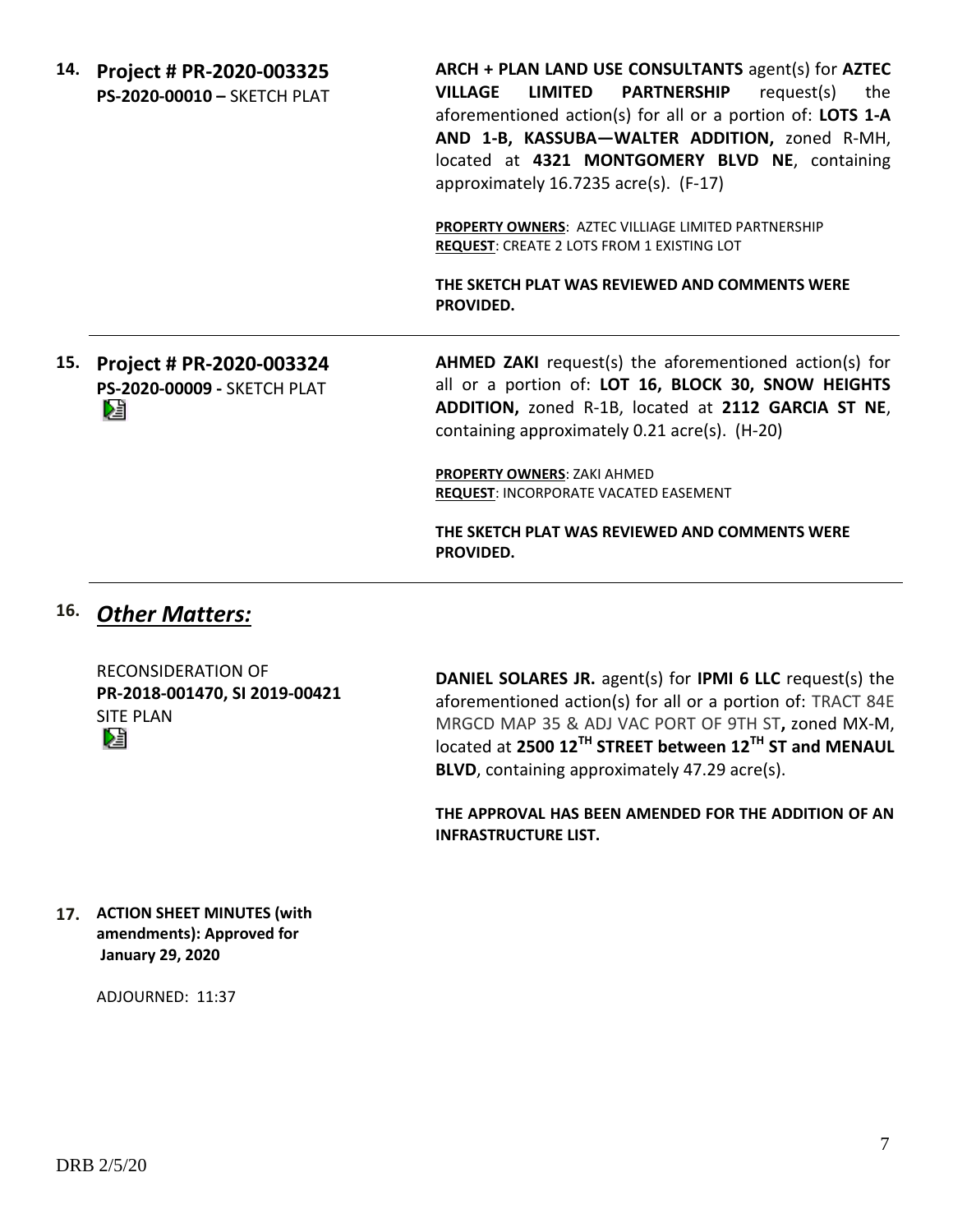**14. Project # PR-2020-003325**
**PS-2020-00010 –** SKETCH PLAT

**ARCH + PLAN LAND USE CONSULTANTS** agent(s) for **AZTEC VILLAGE LIMITED PARTNERSHIP** request(s) the aforementioned action(s) for all or a portion of: **LOTS 1-A AND 1-B, KASSUBA—WALTER ADDITION,** zoned R-MH, located at **4321 MONTGOMERY BLVD NE**, containing approximately 16.7235 acre(s). (F-17)

**PROPERTY OWNERS**: AZTEC VILLIAGE LIMITED PARTNERSHIP
**REQUEST**: CREATE 2 LOTS FROM 1 EXISTING LOT

**THE SKETCH PLAT WAS REVIEWED AND COMMENTS WERE PROVIDED.**

---

**15. Project # PR-2020-003324**
**PS-2020-00009 -** SKETCH PLAT

**AHMED ZAKI** request(s) the aforementioned action(s) for all or a portion of: **LOT 16, BLOCK 30, SNOW HEIGHTS ADDITION,** zoned R-1B, located at **2112 GARCIA ST NE**, containing approximately 0.21 acre(s). (H-20)

**PROPERTY OWNERS**: ZAKI AHMED
**REQUEST**: INCORPORATE VACATED EASEMENT

**THE SKETCH PLAT WAS REVIEWED AND COMMENTS WERE PROVIDED.**

---

## 16. ***Other Matters:***

RECONSIDERATION OF
**PR-2018-001470, SI 2019-00421**
SITE PLAN

**DANIEL SOLARES JR.** agent(s) for **IPMI 6 LLC** request(s) the aforementioned action(s) for all or a portion of: TRACT 84E MRGCD MAP 35 & ADJ VAC PORT OF 9TH ST**,** zoned MX-M, located at **2500 12TH STREET between 12TH ST and MENAUL BLVD**, containing approximately 47.29 acre(s).

**THE APPROVAL HAS BEEN AMENDED FOR THE ADDITION OF AN INFRASTRUCTURE LIST.**

**17. ACTION SHEET MINUTES (with amendments): Approved for January 29, 2020**

ADJOURNED: 11:37